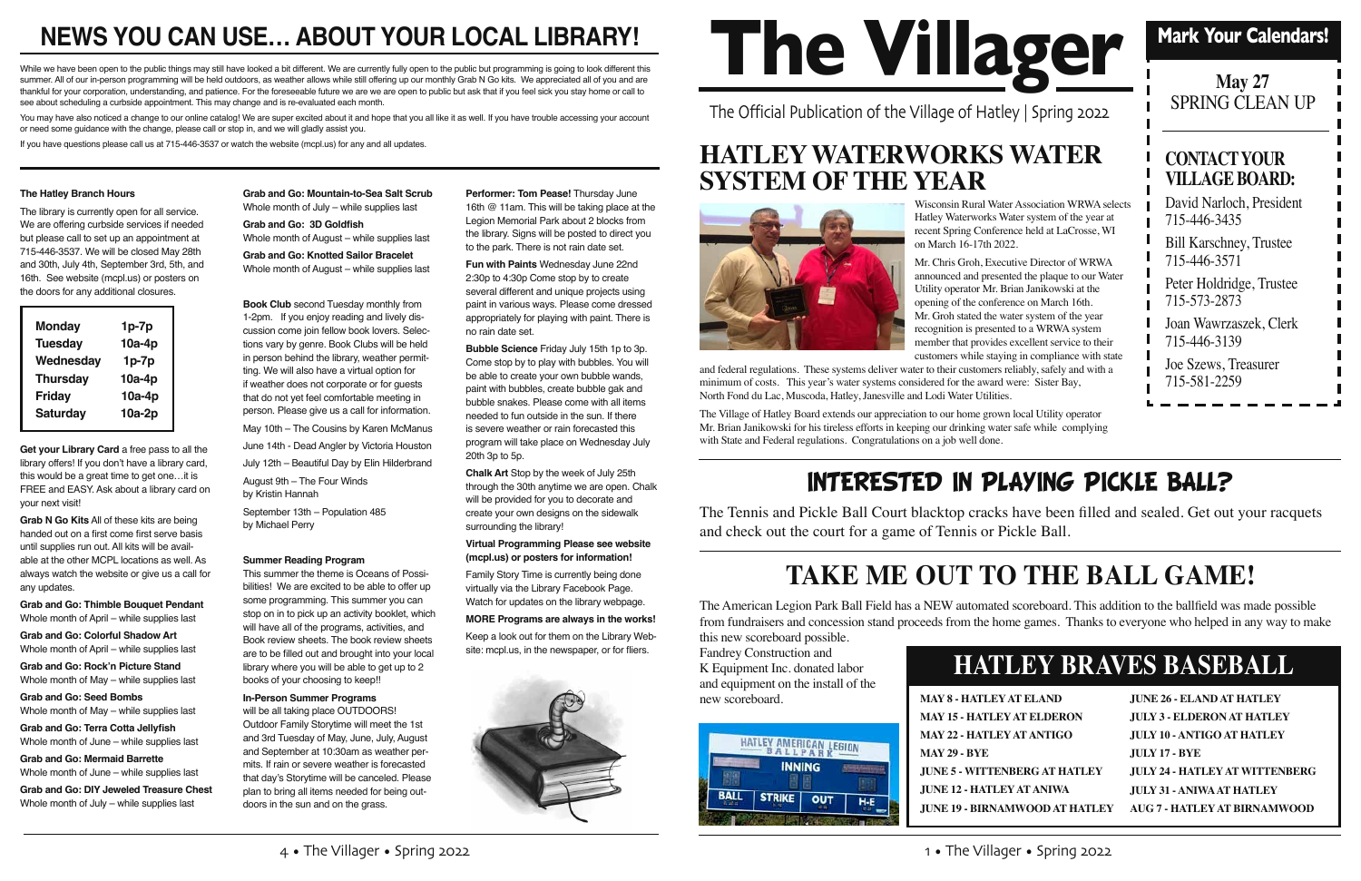# NEWS YOU CAN USE… ABOUT YOUR LOCAL LIBRARY!

While we have been open to the public things may still have looked a bit different. We are currently fully open to the public but programming is going to look different this summer. All of our in-person programming will be held outdoors, as weather allows while still offering up our monthly Grab N Go kits. We appreciated all of you and are thankful for your corporation, understanding, and patience. For the foreseeable future we are we are open to public but ask that if you feel sick you stay home or call to see about scheduling a curbside appointment. This may change and is re-evaluated each month.

You may have also noticed a change to our online catalog! We are super excited about it and hope that you all like it as well. If you have trouble accessing your account or need some guidance with the change, please call or stop in, and we will gladly assist you.

If you have questions please call us at 715-446-3537 or watch the website (mcpl.us) for any and all updates.

**The Hatley Branch Hours**

The library is currently open for all service. We are offering curbside services if needed but please call to set up an appointment at 715-446-3537. We will be closed May 28th and 30th, July 4th, September 3rd, 5th, and 16th. See website (mcpl.us) or posters on the doors for any additional closures.

| Day | Hours |
|---|---|
| Monday | 1p-7p |
| Tuesday | 10a-4p |
| Wednesday | 1p-7p |
| Thursday | 10a-4p |
| Friday | 10a-4p |
| Saturday | 10a-2p |

**Get your Library Card** a free pass to all the library offers! If you don't have a library card, this would be a great time to get one…it is FREE and EASY. Ask about a library card on your next visit!

**Grab N Go Kits** All of these kits are being handed out on a first come first serve basis until supplies run out. All kits will be available at the other MCPL locations as well. As always watch the website or give us a call for any updates.

**Grab and Go: Thimble Bouquet Pendant**
Whole month of April – while supplies last

**Grab and Go: Colorful Shadow Art**
Whole month of April – while supplies last

**Grab and Go: Rock'n Picture Stand**
Whole month of May – while supplies last

**Grab and Go: Seed Bombs**
Whole month of May – while supplies last

**Grab and Go: Terra Cotta Jellyfish**
Whole month of June – while supplies last

**Grab and Go: Mermaid Barrette**
Whole month of June – while supplies last

**Grab and Go: DIY Jeweled Treasure Chest**
Whole month of July – while supplies last

**Grab and Go: Mountain-to-Sea Salt Scrub**
Whole month of July – while supplies last

**Grab and Go: 3D Goldfish**
Whole month of August – while supplies last

**Grab and Go: Knotted Sailor Bracelet**
Whole month of August – while supplies last

**Book Club** second Tuesday monthly from 1-2pm. If you enjoy reading and lively discussion come join fellow book lovers. Selections vary by genre. Book Clubs will be held in person behind the library, weather permitting. We will also have a virtual option for if weather does not corporate or for guests that do not yet feel comfortable meeting in person. Please give us a call for information.

May 10th – The Cousins by Karen McManus

June 14th - Dead Angler by Victoria Houston

July 12th – Beautiful Day by Elin Hilderbrand

August 9th – The Four Winds by Kristin Hannah

September 13th – Population 485 by Michael Perry

**Summer Reading Program**

This summer the theme is Oceans of Possibilities! We are excited to be able to offer up some programming. This summer you can stop on in to pick up an activity booklet, which will have all of the programs, activities, and Book review sheets. The book review sheets are to be filled out and brought into your local library where you will be able to get up to 2 books of your choosing to keep!!

**In-Person Summer Programs**
will be all taking place OUTDOORS!
Outdoor Family Storytime will meet the 1st and 3rd Tuesday of May, June, July, August and September at 10:30am as weather permits. If rain or severe weather is forecasted that day's Storytime will be canceled. Please plan to bring all items needed for being outdoors in the sun and on the grass.

**Performer: Tom Pease!** Thursday June 16th @ 11am. This will be taking place at the Legion Memorial Park about 2 blocks from the library. Signs will be posted to direct you to the park. There is not rain date set.

**Fun with Paints** Wednesday June 22nd 2:30p to 4:30p Come stop by to create several different and unique projects using paint in various ways. Please come dressed appropriately for playing with paint. There is no rain date set.

**Bubble Science** Friday July 15th 1p to 3p. Come stop by to play with bubbles. You will be able to create your own bubble wands, paint with bubbles, create bubble gak and bubble snakes. Please come with all items needed to fun outside in the sun. If there is severe weather or rain forecasted this program will take place on Wednesday July 20th 3p to 5p.

**Chalk Art** Stop by the week of July 25th through the 30th anytime we are open. Chalk will be provided for you to decorate and create your own designs on the sidewalk surrounding the library!

**Virtual Programming Please see website (mcpl.us) or posters for information!**

Family Story Time is currently being done virtually via the Library Facebook Page. Watch for updates on the library webpage.

**MORE Programs are always in the works!**

Keep a look out for them on the Library Website: mcpl.us, in the newspaper, or for fliers.

# The Villager

The Official Publication of the Village of Hatley | Spring 2022

## Mark Your Calendars!

**May 27**
SPRING CLEAN UP

### CONTACT YOUR VILLAGE BOARD:

David Narloch, President
715-446-3435

Bill Karschney, Trustee
715-446-3571

Peter Holdridge, Trustee
715-573-2873

Joan Wawrzaszek, Clerk
715-446-3139

Joe Szews, Treasurer
715-581-2259

## HATLEY WATERWORKS WATER SYSTEM OF THE YEAR

Wisconsin Rural Water Association WRWA selects Hatley Waterworks Water system of the year at recent Spring Conference held at LaCrosse, WI on March 16-17th 2022.

Mr. Chris Groh, Executive Director of WRWA announced and presented the plaque to our Water Utility operator Mr. Brian Janikowski at the opening of the conference on March 16th. Mr. Groh stated the water system of the year recognition is presented to a WRWA system member that provides excellent service to their customers while staying in compliance with state and federal regulations. These systems deliver water to their customers reliably, safely and with a minimum of costs. This year's water systems considered for the award were: Sister Bay, North Fond du Lac, Muscoda, Hatley, Janesville and Lodi Water Utilities.

The Village of Hatley Board extends our appreciation to our home grown local Utility operator Mr. Brian Janikowski for his tireless efforts in keeping our drinking water safe while complying with State and Federal regulations. Congratulations on a job well done.

## INTERESTED IN PLAYING PICKLE BALL?

The Tennis and Pickle Ball Court blacktop cracks have been filled and sealed. Get out your racquets and check out the court for a game of Tennis or Pickle Ball.

## TAKE ME OUT TO THE BALL GAME!

The American Legion Park Ball Field has a NEW automated scoreboard. This addition to the ballfield was made possible from fundraisers and concession stand proceeds from the home games. Thanks to everyone who helped in any way to make this new scoreboard possible. Fandrey Construction and K Equipment Inc. donated labor and equipment on the install of the new scoreboard.

## HATLEY BRAVES BASEBALL

- MAY 8 - HATLEY AT ELAND
- MAY 15 - HATLEY AT ELDERON
- MAY 22 - HATLEY AT ANTIGO
- MAY 29 - BYE
- JUNE 5 - WITTENBERG AT HATLEY
- JUNE 12 - HATLEY AT ANIWA
- JUNE 19 - BIRNAMWOOD AT HATLEY
- JUNE 26 - ELAND AT HATLEY
- JULY 3 - ELDERON AT HATLEY
- JULY 10 - ANTIGO AT HATLEY
- JULY 17 - BYE
- JULY 24 - HATLEY AT WITTENBERG
- JULY 31 - ANIWA AT HATLEY
- AUG 7 - HATLEY AT BIRNAMWOOD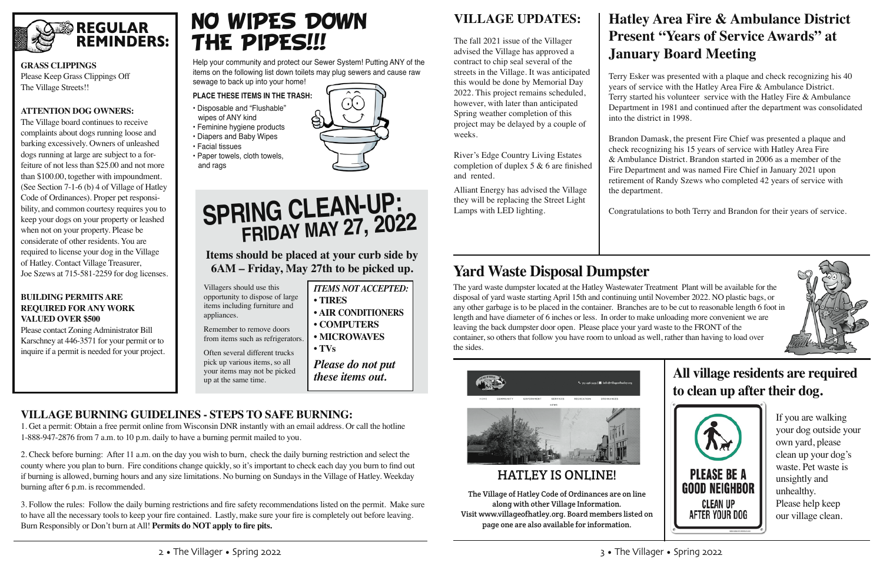## REGULAR REMINDERS:

**GRASS CLIPPINGS**
Please Keep Grass Clippings Off The Village Streets!!

**ATTENTION DOG OWNERS:**
The Village board continues to receive complaints about dogs running loose and barking excessively. Owners of unleashed dogs running at large are subject to a forfeiture of not less than $25.00 and not more than $100.00, together with impoundment. (See Section 7-1-6 (b) 4 of Village of Hatley Code of Ordinances). Proper pet responsibility, and common courtesy requires you to keep your dogs on your property or leashed when not on your property. Please be considerate of other residents. You are required to license your dog in the Village of Hatley. Contact Village Treasurer, Joe Szews at 715-581-2259 for dog licenses.

**BUILDING PERMITS ARE REQUIRED FOR ANY WORK VALUED OVER $500**
Please contact Zoning Administrator Bill Karschney at 446-3571 for your permit or to inquire if a permit is needed for your project.

## NO WIPES DOWN THE PIPES!!!

Help your community and protect our Sewer System! Putting ANY of the items on the following list down toilets may plug sewers and cause raw sewage to back up into your home!

**PLACE THESE ITEMS IN THE TRASH:**

- Disposable and "Flushable" wipes of ANY kind
- Feminine hygiene products
- Diapers and Baby Wipes
- Facial tissues
- Paper towels, cloth towels, and rags

## SPRING CLEAN-UP: FRIDAY MAY 27, 2022

**Items should be placed at your curb side by 6AM – Friday, May 27th to be picked up.**

Villagers should use this opportunity to dispose of large items including furniture and appliances.

Remember to remove doors from items such as refrigerators.

Often several different trucks pick up various items, so all your items may not be picked up at the same time.

***ITEMS NOT ACCEPTED:***
- **TIRES**
- **AIR CONDITIONERS**
- **COMPUTERS**
- **MICROWAVES**
- **TVs**

***Please do not put these items out.***

## VILLAGE BURNING GUIDELINES - STEPS TO SAFE BURNING:

1. Get a permit: Obtain a free permit online from Wisconsin DNR instantly with an email address. Or call the hotline 1-888-947-2876 from 7 a.m. to 10 p.m. daily to have a burning permit mailed to you.

2. Check before burning: After 11 a.m. on the day you wish to burn, check the daily burning restriction and select the county where you plan to burn. Fire conditions change quickly, so it's important to check each day you burn to find out if burning is allowed, burning hours and any size limitations. No burning on Sundays in the Village of Hatley. Weekday burning after 6 p.m. is recommended.

3. Follow the rules: Follow the daily burning restrictions and fire safety recommendations listed on the permit. Make sure to have all the necessary tools to keep your fire contained. Lastly, make sure your fire is completely out before leaving. Burn Responsibly or Don't burn at All! **Permits do NOT apply to fire pits.**

## VILLAGE UPDATES:

The fall 2021 issue of the Villager advised the Village has approved a contract to chip seal several of the streets in the Village. It was anticipated this would be done by Memorial Day 2022. This project remains scheduled, however, with later than anticipated Spring weather completion of this project may be delayed by a couple of weeks.

River's Edge Country Living Estates completion of duplex 5 & 6 are finished and rented.

Alliant Energy has advised the Village they will be replacing the Street Light Lamps with LED lighting.

## Hatley Area Fire & Ambulance District Present "Years of Service Awards" at January Board Meeting

Terry Esker was presented with a plaque and check recognizing his 40 years of service with the Hatley Area Fire & Ambulance District. Terry started his volunteer service with the Hatley Fire & Ambulance Department in 1981 and continued after the department was consolidated into the district in 1998.

Brandon Damask, the present Fire Chief was presented a plaque and check recognizing his 15 years of service with Hatley Area Fire & Ambulance District. Brandon started in 2006 as a member of the Fire Department and was named Fire Chief in January 2021 upon retirement of Randy Szews who completed 42 years of service with the department.

Congratulations to both Terry and Brandon for their years of service.

## Yard Waste Disposal Dumpster

The yard waste dumpster located at the Hatley Wastewater Treatment Plant will be available for the disposal of yard waste starting April 15th and continuing until November 2022. NO plastic bags, or any other garbage is to be placed in the container. Branches are to be cut to reasonable length 6 foot in length and have diameter of 6 inches or less. In order to make unloading more convenient we are leaving the back dumpster door open. Please place your yard waste to the FRONT of the container, so others that follow you have room to unload as well, rather than having to load over the sides.

## HATLEY IS ONLINE!

**The Village of Hatley Code of Ordinances are on line along with other Village Information. Visit www.villageofhatley.org. Board members listed on page one are also available for information.**

## All village residents are required to clean up after their dog.

PLEASE BE A GOOD NEIGHBOR
CLEAN UP AFTER YOUR DOG

If you are walking your dog outside your own yard, please clean up your dog's waste. Pet waste is unsightly and unhealthy. Please help keep our village clean.